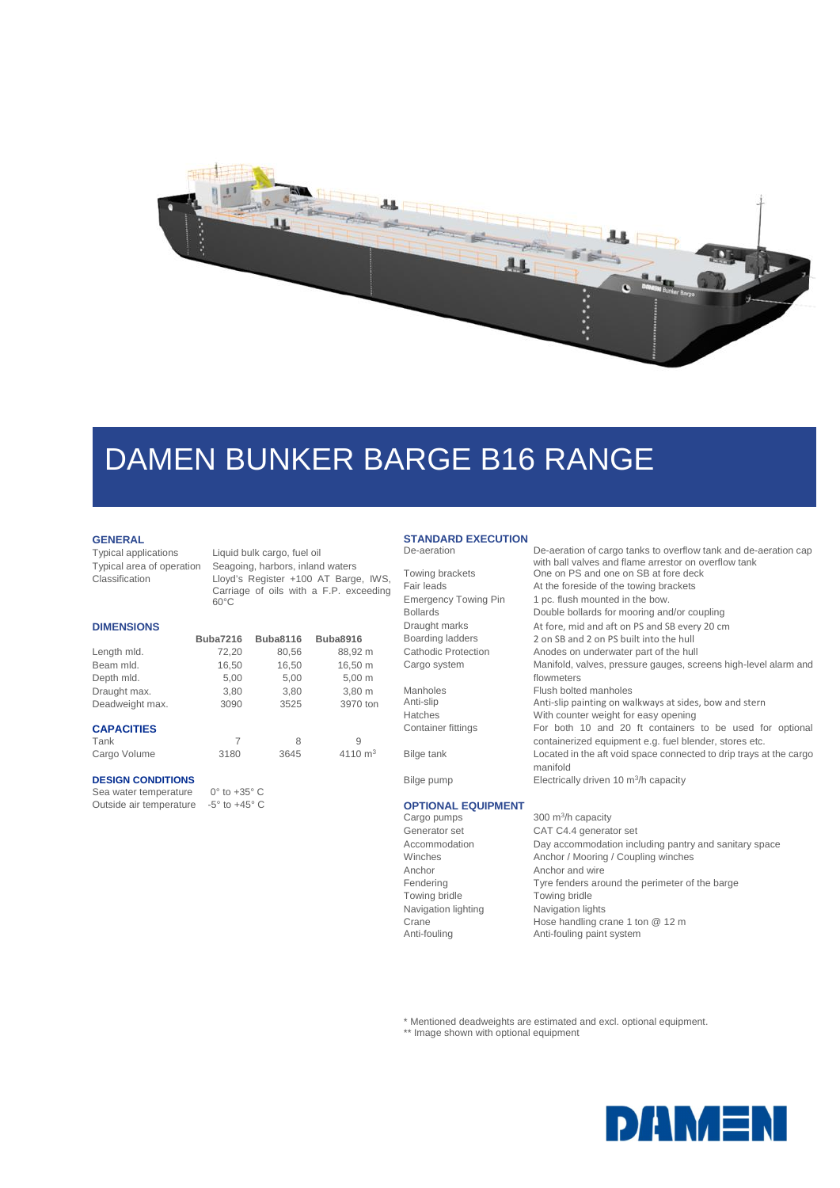# DAMEN BUNKER BARGE B16 RANGE

## GENERAL

| | |
|---|---|
| Typical applications | Liquid bulk cargo, fuel oil |
| Typical area of operation | Seagoing, harbors, inland waters |
| Classification | Lloyd's Register +100 AT Barge, IWS, Carriage of oils with a F.P. exceeding 60°C |

## DIMENSIONS

| | Buba7216 | Buba8116 | Buba8916 |
|---|---|---|---|
| Length mld. | 72,20 | 80,56 | 88,92 m |
| Beam mld. | 16,50 | 16,50 | 16,50 m |
| Depth mld. | 5,00 | 5,00 | 5,00 m |
| Draught max. | 3,80 | 3,80 | 3,80 m |
| Deadweight max. | 3090 | 3525 | 3970 ton |

## CAPACITIES

| | | | |
|---|---|---|---|
| Tank | 7 | 8 | 9 |
| Cargo Volume | 3180 | 3645 | 4110 $m^3$ |

## DESIGN CONDITIONS

| | |
|---|---|
| Sea water temperature | 0° to +35° C |
| Outside air temperature | -5° to +45° C |

## STANDARD EXECUTION

| | |
|---|---|
| De-aeration | De-aeration of cargo tanks to overflow tank and de-aeration cap with ball valves and flame arrestor on overflow tank |
| Towing brackets | One on PS and one on SB at fore deck |
| Fair leads | At the foreside of the towing brackets |
| Emergency Towing Pin | 1 pc. flush mounted in the bow. |
| Bollards | Double bollards for mooring and/or coupling |
| Draught marks | At fore, mid and aft on PS and SB every 20 cm |
| Boarding ladders | 2 on SB and 2 on PS built into the hull |
| Cathodic Protection | Anodes on underwater part of the hull |
| Cargo system | Manifold, valves, pressure gauges, screens high-level alarm and flowmeters |
| Manholes | Flush bolted manholes |
| Anti-slip | Anti-slip painting on walkways at sides, bow and stern |
| Hatches | With counter weight for easy opening |
| Container fittings | For both 10 and 20 ft containers to be used for optional containerized equipment e.g. fuel blender, stores etc. |
| Bilge tank | Located in the aft void space connected to drip trays at the cargo manifold |
| Bilge pump | Electrically driven 10 $m^3$/h capacity |

## OPTIONAL EQUIPMENT

| | |
|---|---|
| Cargo pumps | 300 $m^3$/h capacity |
| Generator set | CAT C4.4 generator set |
| Accommodation | Day accommodation including pantry and sanitary space |
| Winches | Anchor / Mooring / Coupling winches |
| Anchor | Anchor and wire |
| Fendering | Tyre fenders around the perimeter of the barge |
| Towing bridle | Towing bridle |
| Navigation lighting | Navigation lights |
| Crane | Hose handling crane 1 ton @ 12 m |
| Anti-fouling | Anti-fouling paint system |

\* Mentioned deadweights are estimated and excl. optional equipment.
** Image shown with optional equipment

DAMEN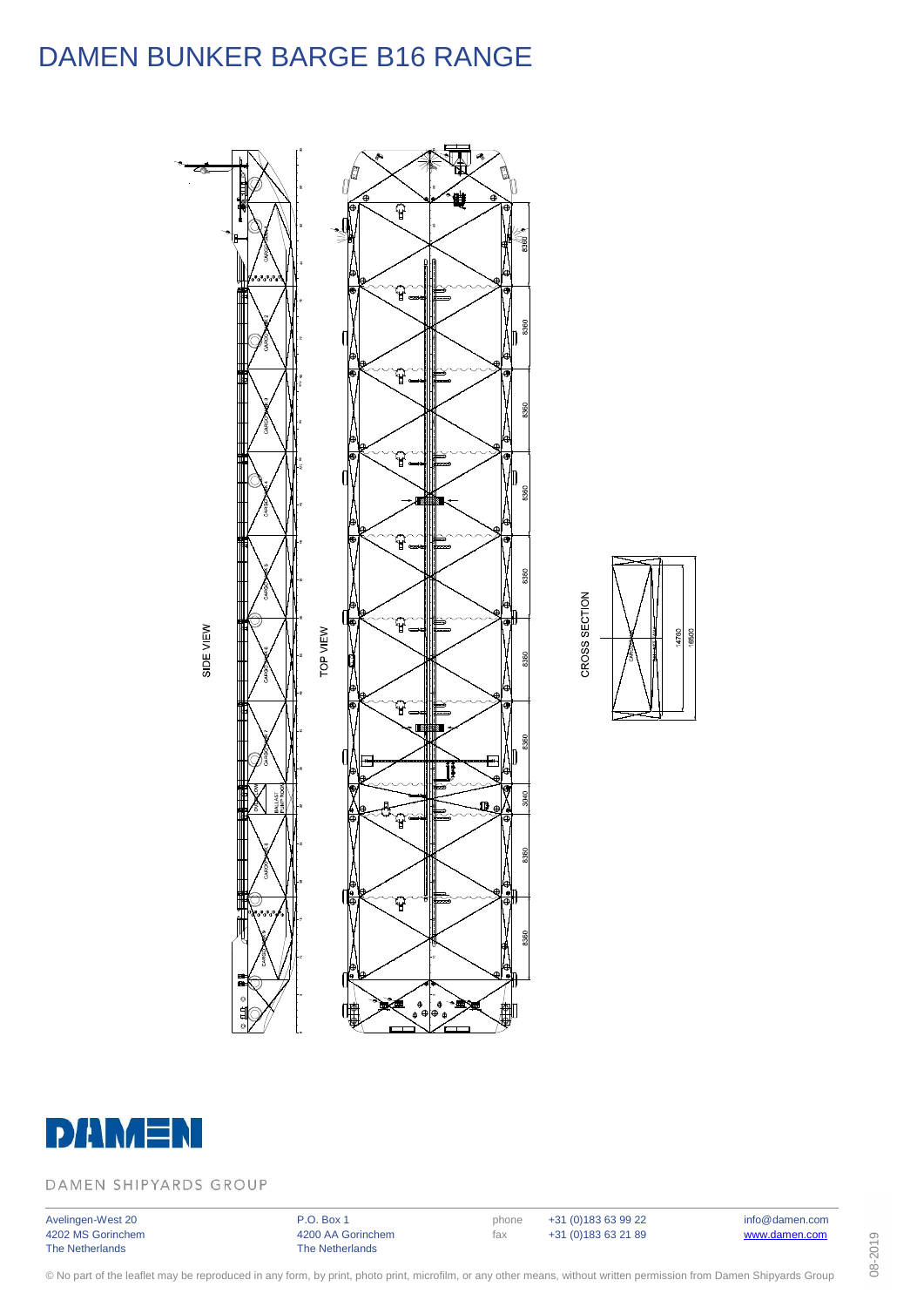# DAMEN BUNKER BARGE B16 RANGE

SIDE VIEW

TOP VIEW

8360

8360

8360

8360

8360

8360

8360

3040

8360

8360

CROSS SECTION

4760

16500

DAMEN SHIPYARDS GROUP

Avelingen-West 20
4202 MS Gorinchem
The Netherlands

P.O. Box 1
4200 AA Gorinchem
The Netherlands

phone +31 (0)183 63 99 22
fax +31 (0)183 63 21 89

info@damen.com
www.damen.com

08-2019

© No part of the leaflet may be reproduced in any form, by print, photo print, microfilm, or any other means, without written permission from Damen Shipyards Group